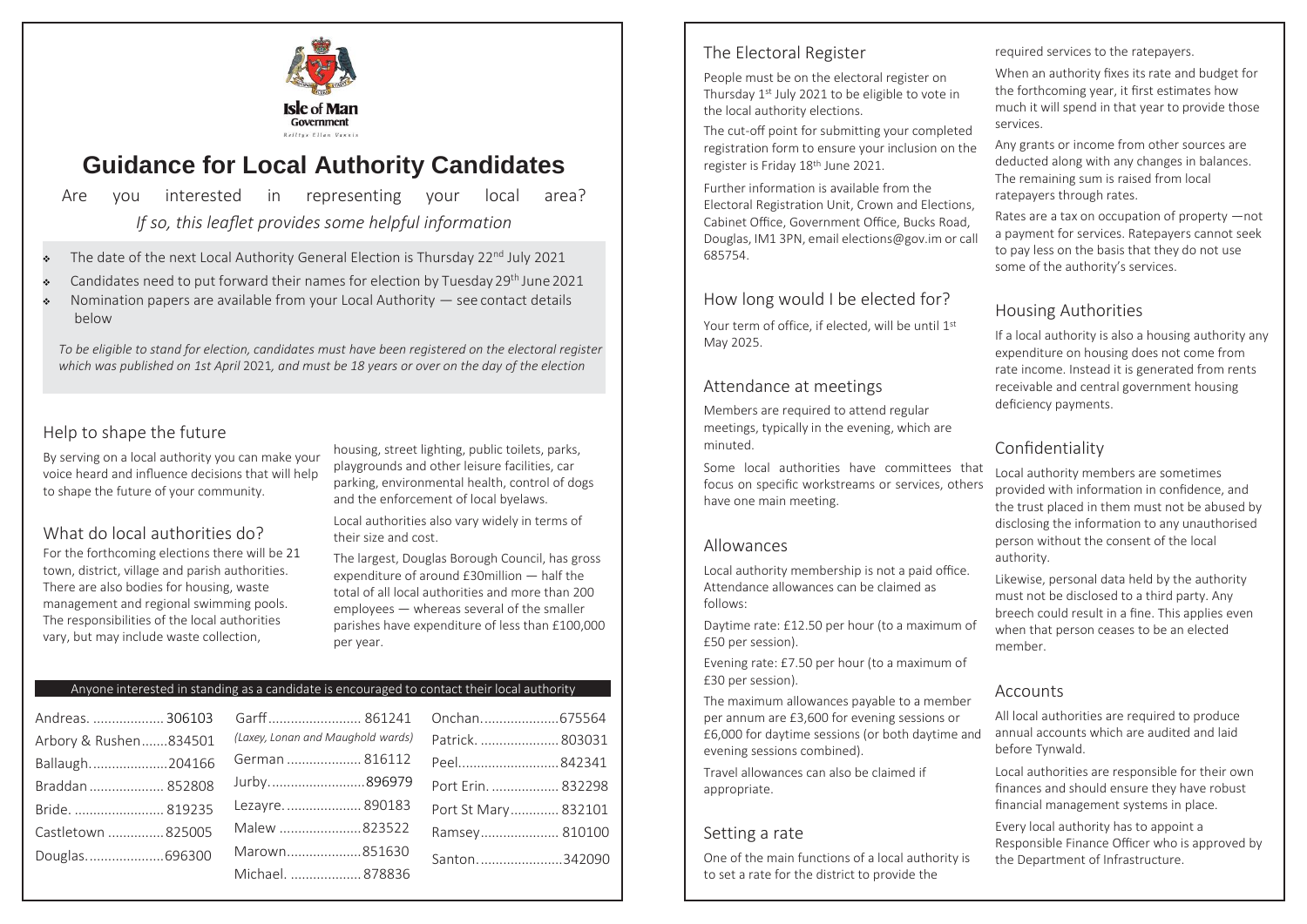Isle of Man Government

Reiltys Ellan Vannin

# Guidance for Local Authority Candidates

Are you interested in representing your local area?

*If so, this leaflet provides some helpful information*

- The date of the next Local Authority General Election is Thursday 22nd July 2021
- Candidates need to put forward their names for election by Tuesday 29th June 2021
- Nomination papers are available from your Local Authority — see contact details below

*To be eligible to stand for election, candidates must have been registered on the electoral register which was published on 1st April 2021, and must be 18 years or over on the day of the election*

## Help to shape the future

By serving on a local authority you can make your voice heard and influence decisions that will help to shape the future of your community.

## What do local authorities do?

For the forthcoming elections there will be 21 town, district, village and parish authorities. There are also bodies for housing, waste management and regional swimming pools. The responsibilities of the local authorities vary, but may include waste collection, housing, street lighting, public toilets, parks, playgrounds and other leisure facilities, car parking, environmental health, control of dogs and the enforcement of local byelaws.

Local authorities also vary widely in terms of their size and cost.

The largest, Douglas Borough Council, has gross expenditure of around £30million — half the total of all local authorities and more than 200 employees — whereas several of the smaller parishes have expenditure of less than £100,000 per year.

**Anyone interested in standing as a candidate is encouraged to contact their local authority**

| | | |
|---|---|---|
| Andreas. 306103 | Garff 861241 *(Laxey, Lonan and Maughold wards)* | Onchan 675564 |
| Arbory & Rushen 834501 | German 816112 | Patrick. 803031 |
| Ballaugh 204166 | Jurby 896979 | Peel 842341 |
| Braddan 852808 | Lezayre. 890183 | Port Erin. 832298 |
| Bride. 819235 | Malew 823522 | Port St Mary 832101 |
| Castletown 825005 | Marown 851630 | Ramsey 810100 |
| Douglas 696300 | Michael. 878836 | Santon 342090 |

## The Electoral Register

People must be on the electoral register on Thursday 1st July 2021 to be eligible to vote in the local authority elections.

The cut-off point for submitting your completed registration form to ensure your inclusion on the register is Friday 18th June 2021.

Further information is available from the Electoral Registration Unit, Crown and Elections, Cabinet Office, Government Office, Bucks Road, Douglas, IM1 3PN, email elections@gov.im or call 685754.

## How long would I be elected for?

Your term of office, if elected, will be until 1st May 2025.

## Attendance at meetings

Members are required to attend regular meetings, typically in the evening, which are minuted.

Some local authorities have committees that focus on specific workstreams or services, others have one main meeting.

## Allowances

Local authority membership is not a paid office. Attendance allowances can be claimed as follows:

Daytime rate: £12.50 per hour (to a maximum of £50 per session).

Evening rate: £7.50 per hour (to a maximum of £30 per session).

The maximum allowances payable to a member per annum are £3,600 for evening sessions or £6,000 for daytime sessions (or both daytime and evening sessions combined).

Travel allowances can also be claimed if appropriate.

## Setting a rate

One of the main functions of a local authority is to set a rate for the district to provide the required services to the ratepayers.

When an authority fixes its rate and budget for the forthcoming year, it first estimates how much it will spend in that year to provide those services.

Any grants or income from other sources are deducted along with any changes in balances. The remaining sum is raised from local ratepayers through rates.

Rates are a tax on occupation of property —not a payment for services. Ratepayers cannot seek to pay less on the basis that they do not use some of the authority's services.

## Housing Authorities

If a local authority is also a housing authority any expenditure on housing does not come from rate income. Instead it is generated from rents receivable and central government housing deficiency payments.

## Confidentiality

Local authority members are sometimes provided with information in confidence, and the trust placed in them must not be abused by disclosing the information to any unauthorised person without the consent of the local authority.

Likewise, personal data held by the authority must not be disclosed to a third party. Any breech could result in a fine. This applies even when that person ceases to be an elected member.

## Accounts

All local authorities are required to produce annual accounts which are audited and laid before Tynwald.

Local authorities are responsible for their own finances and should ensure they have robust financial management systems in place.

Every local authority has to appoint a Responsible Finance Officer who is approved by the Department of Infrastructure.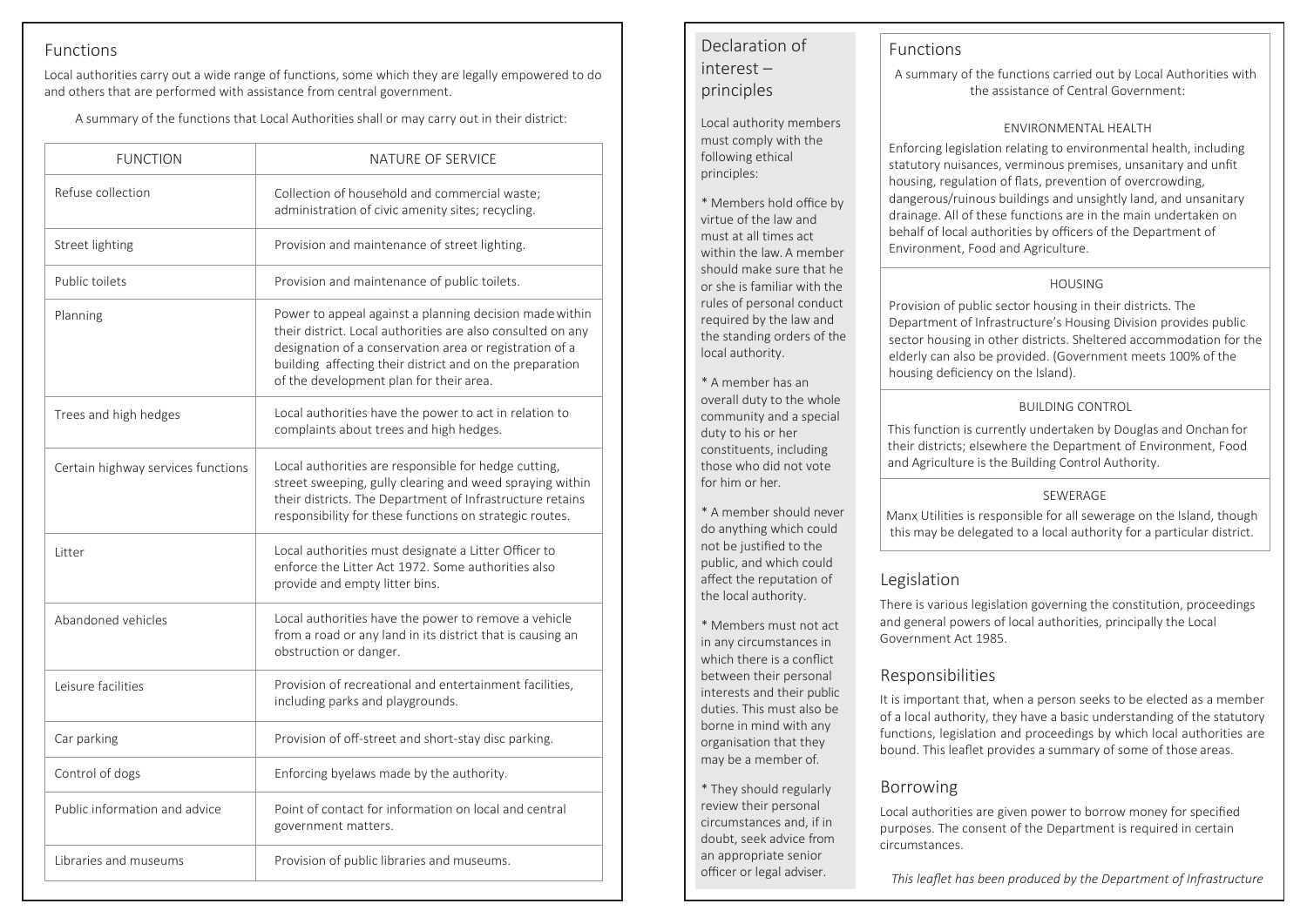## Functions

Local authorities carry out a wide range of functions, some which they are legally empowered to do and others that are performed with assistance from central government.

A summary of the functions that Local Authorities shall or may carry out in their district:

| FUNCTION | NATURE OF SERVICE |
|---|---|
| Refuse collection | Collection of household and commercial waste; administration of civic amenity sites; recycling. |
| Street lighting | Provision and maintenance of street lighting. |
| Public toilets | Provision and maintenance of public toilets. |
| Planning | Power to appeal against a planning decision made within their district. Local authorities are also consulted on any designation of a conservation area or registration of a building affecting their district and on the preparation of the development plan for their area. |
| Trees and high hedges | Local authorities have the power to act in relation to complaints about trees and high hedges. |
| Certain highway services functions | Local authorities are responsible for hedge cutting, street sweeping, gully clearing and weed spraying within their districts. The Department of Infrastructure retains responsibility for these functions on strategic routes. |
| Litter | Local authorities must designate a Litter Officer to enforce the Litter Act 1972. Some authorities also provide and empty litter bins. |
| Abandoned vehicles | Local authorities have the power to remove a vehicle from a road or any land in its district that is causing an obstruction or danger. |
| Leisure facilities | Provision of recreational and entertainment facilities, including parks and playgrounds. |
| Car parking | Provision of off-street and short-stay disc parking. |
| Control of dogs | Enforcing byelaws made by the authority. |
| Public information and advice | Point of contact for information on local and central government matters. |
| Libraries and museums | Provision of public libraries and museums. |

## Declaration of interest – principles

Local authority members must comply with the following ethical principles:

* Members hold office by virtue of the law and must at all times act within the law. A member should make sure that he or she is familiar with the rules of personal conduct required by the law and the standing orders of the local authority.

* A member has an overall duty to the whole community and a special duty to his or her constituents, including those who did not vote for him or her.

* A member should never do anything which could not be justified to the public, and which could affect the reputation of the local authority.

* Members must not act in any circumstances in which there is a conflict between their personal interests and their public duties. This must also be borne in mind with any organisation that they may be a member of.

* They should regularly review their personal circumstances and, if in doubt, seek advice from an appropriate senior officer or legal adviser.

## Functions

A summary of the functions carried out by Local Authorities with the assistance of Central Government:

### ENVIRONMENTAL HEALTH

Enforcing legislation relating to environmental health, including statutory nuisances, verminous premises, unsanitary and unfit housing, regulation of flats, prevention of overcrowding, dangerous/ruinous buildings and unsightly land, and unsanitary drainage. All of these functions are in the main undertaken on behalf of local authorities by officers of the Department of Environment, Food and Agriculture.

### HOUSING

Provision of public sector housing in their districts. The Department of Infrastructure's Housing Division provides public sector housing in other districts. Sheltered accommodation for the elderly can also be provided. (Government meets 100% of the housing deficiency on the Island).

### BUILDING CONTROL

This function is currently undertaken by Douglas and Onchan for their districts; elsewhere the Department of Environment, Food and Agriculture is the Building Control Authority.

### SEWERAGE

Manx Utilities is responsible for all sewerage on the Island, though this may be delegated to a local authority for a particular district.

## Legislation

There is various legislation governing the constitution, proceedings and general powers of local authorities, principally the Local Government Act 1985.

## Responsibilities

It is important that, when a person seeks to be elected as a member of a local authority, they have a basic understanding of the statutory functions, legislation and proceedings by which local authorities are bound. This leaflet provides a summary of some of those areas.

## Borrowing

Local authorities are given power to borrow money for specified purposes. The consent of the Department is required in certain circumstances.

*This leaflet has been produced by the Department of Infrastructure*